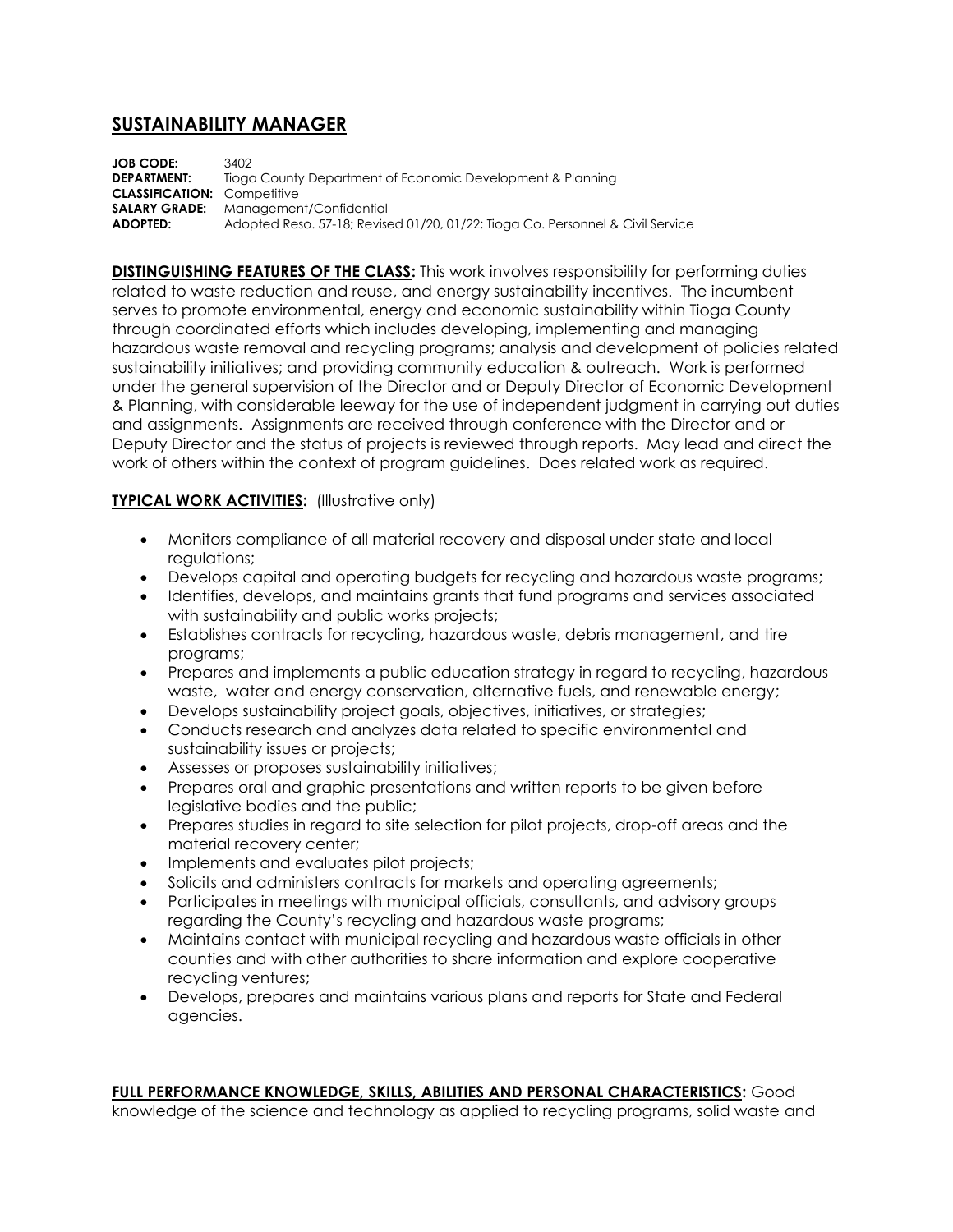# SUSTAINABILITY MANAGER

**JOB CODE:** 3402
**DEPARTMENT:** Tioga County Department of Economic Development & Planning
**CLASSIFICATION:** Competitive
**SALARY GRADE:** Management/Confidential
**ADOPTED:** Adopted Reso. 57-18; Revised 01/20, 01/22; Tioga Co. Personnel & Civil Service

**DISTINGUISHING FEATURES OF THE CLASS:** This work involves responsibility for performing duties related to waste reduction and reuse, and energy sustainability incentives. The incumbent serves to promote environmental, energy and economic sustainability within Tioga County through coordinated efforts which includes developing, implementing and managing hazardous waste removal and recycling programs; analysis and development of policies related sustainability initiatives; and providing community education & outreach. Work is performed under the general supervision of the Director and or Deputy Director of Economic Development & Planning, with considerable leeway for the use of independent judgment in carrying out duties and assignments. Assignments are received through conference with the Director and or Deputy Director and the status of projects is reviewed through reports. May lead and direct the work of others within the context of program guidelines. Does related work as required.

**TYPICAL WORK ACTIVITIES:** (Illustrative only)

- Monitors compliance of all material recovery and disposal under state and local regulations;
- Develops capital and operating budgets for recycling and hazardous waste programs;
- Identifies, develops, and maintains grants that fund programs and services associated with sustainability and public works projects;
- Establishes contracts for recycling, hazardous waste, debris management, and tire programs;
- Prepares and implements a public education strategy in regard to recycling, hazardous waste, water and energy conservation, alternative fuels, and renewable energy;
- Develops sustainability project goals, objectives, initiatives, or strategies;
- Conducts research and analyzes data related to specific environmental and sustainability issues or projects;
- Assesses or proposes sustainability initiatives;
- Prepares oral and graphic presentations and written reports to be given before legislative bodies and the public;
- Prepares studies in regard to site selection for pilot projects, drop-off areas and the material recovery center;
- Implements and evaluates pilot projects;
- Solicits and administers contracts for markets and operating agreements;
- Participates in meetings with municipal officials, consultants, and advisory groups regarding the County's recycling and hazardous waste programs;
- Maintains contact with municipal recycling and hazardous waste officials in other counties and with other authorities to share information and explore cooperative recycling ventures;
- Develops, prepares and maintains various plans and reports for State and Federal agencies.

**FULL PERFORMANCE KNOWLEDGE, SKILLS, ABILITIES AND PERSONAL CHARACTERISTICS:** Good knowledge of the science and technology as applied to recycling programs, solid waste and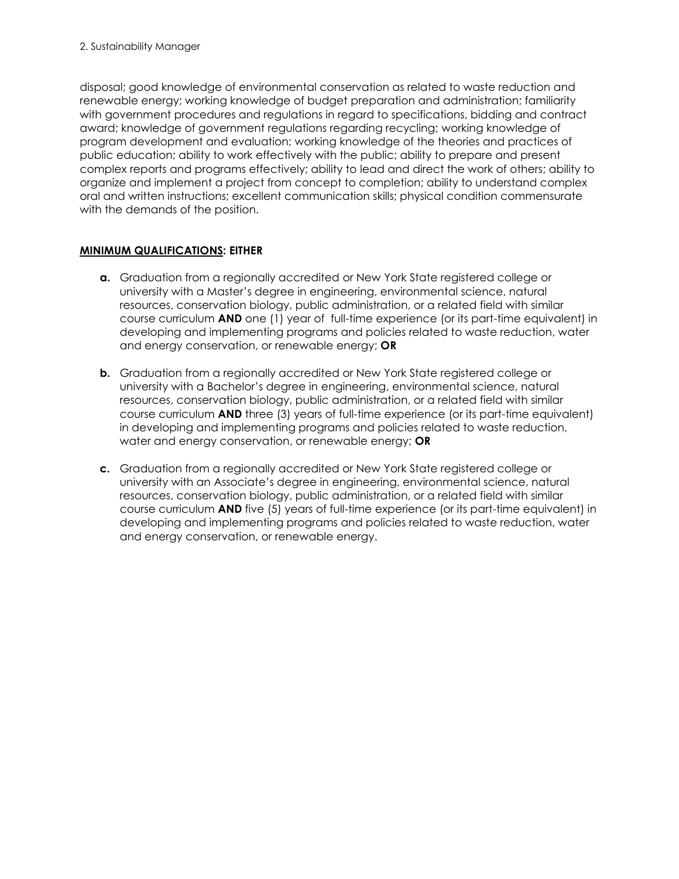disposal; good knowledge of environmental conservation as related to waste reduction and renewable energy; working knowledge of budget preparation and administration; familiarity with government procedures and regulations in regard to specifications, bidding and contract award; knowledge of government regulations regarding recycling; working knowledge of program development and evaluation; working knowledge of the theories and practices of public education; ability to work effectively with the public; ability to prepare and present complex reports and programs effectively; ability to lead and direct the work of others; ability to organize and implement a project from concept to completion; ability to understand complex oral and written instructions; excellent communication skills; physical condition commensurate with the demands of the position.

**MINIMUM QUALIFICATIONS: EITHER**

- **a.** Graduation from a regionally accredited or New York State registered college or university with a Master's degree in engineering, environmental science, natural resources, conservation biology, public administration, or a related field with similar course curriculum **AND** one (1) year of full-time experience (or its part-time equivalent) in developing and implementing programs and policies related to waste reduction, water and energy conservation, or renewable energy; **OR**

- **b.** Graduation from a regionally accredited or New York State registered college or university with a Bachelor's degree in engineering, environmental science, natural resources, conservation biology, public administration, or a related field with similar course curriculum **AND** three (3) years of full-time experience (or its part-time equivalent) in developing and implementing programs and policies related to waste reduction, water and energy conservation, or renewable energy; **OR**

- **c.** Graduation from a regionally accredited or New York State registered college or university with an Associate's degree in engineering, environmental science, natural resources, conservation biology, public administration, or a related field with similar course curriculum **AND** five (5) years of full-time experience (or its part-time equivalent) in developing and implementing programs and policies related to waste reduction, water and energy conservation, or renewable energy.